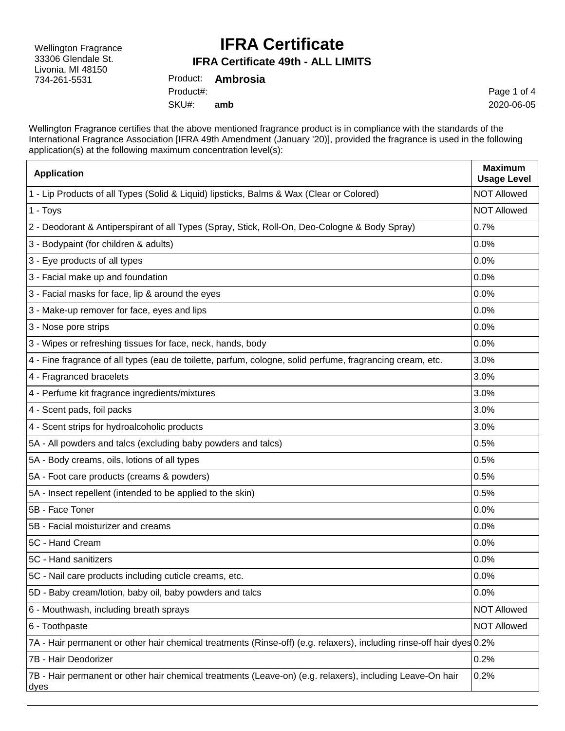Wellington Fragrance
33306 Glendale St.
Livonia, MI 48150
734-261-5531

# IFRA Certificate

## IFRA Certificate 49th - ALL LIMITS

Product: **Ambrosia**
Product#:
SKU#: **amb**

2020-06-05

Wellington Fragrance certifies that the above mentioned fragrance product is in compliance with the standards of the International Fragrance Association [IFRA 49th Amendment (January '20)], provided the fragrance is used in the following application(s) at the following maximum concentration level(s):

| Application | Maximum Usage Level |
|---|---|
| 1 - Lip Products of all Types (Solid & Liquid) lipsticks, Balms & Wax (Clear or Colored) | NOT Allowed |
| 1 - Toys | NOT Allowed |
| 2 - Deodorant & Antiperspirant of all Types (Spray, Stick, Roll-On, Deo-Cologne & Body Spray) | 0.7% |
| 3 - Bodypaint (for children & adults) | 0.0% |
| 3 - Eye products of all types | 0.0% |
| 3 - Facial make up and foundation | 0.0% |
| 3 - Facial masks for face, lip & around the eyes | 0.0% |
| 3 - Make-up remover for face, eyes and lips | 0.0% |
| 3 - Nose pore strips | 0.0% |
| 3 - Wipes or refreshing tissues for face, neck, hands, body | 0.0% |
| 4 - Fine fragrance of all types (eau de toilette, parfum, cologne, solid perfume, fragrancing cream, etc. | 3.0% |
| 4 - Fragranced bracelets | 3.0% |
| 4 - Perfume kit fragrance ingredients/mixtures | 3.0% |
| 4 - Scent pads, foil packs | 3.0% |
| 4 - Scent strips for hydroalcoholic products | 3.0% |
| 5A - All powders and talcs (excluding baby powders and talcs) | 0.5% |
| 5A - Body creams, oils, lotions of all types | 0.5% |
| 5A - Foot care products (creams & powders) | 0.5% |
| 5A - Insect repellent (intended to be applied to the skin) | 0.5% |
| 5B - Face Toner | 0.0% |
| 5B - Facial moisturizer and creams | 0.0% |
| 5C - Hand Cream | 0.0% |
| 5C - Hand sanitizers | 0.0% |
| 5C - Nail care products including cuticle creams, etc. | 0.0% |
| 5D - Baby cream/lotion, baby oil, baby powders and talcs | 0.0% |
| 6 - Mouthwash, including breath sprays | NOT Allowed |
| 6 - Toothpaste | NOT Allowed |
| 7A - Hair permanent or other hair chemical treatments (Rinse-off) (e.g. relaxers), including rinse-off hair dyes | 0.2% |
| 7B - Hair Deodorizer | 0.2% |
| 7B - Hair permanent or other hair chemical treatments (Leave-on) (e.g. relaxers), including Leave-On hair dyes | 0.2% |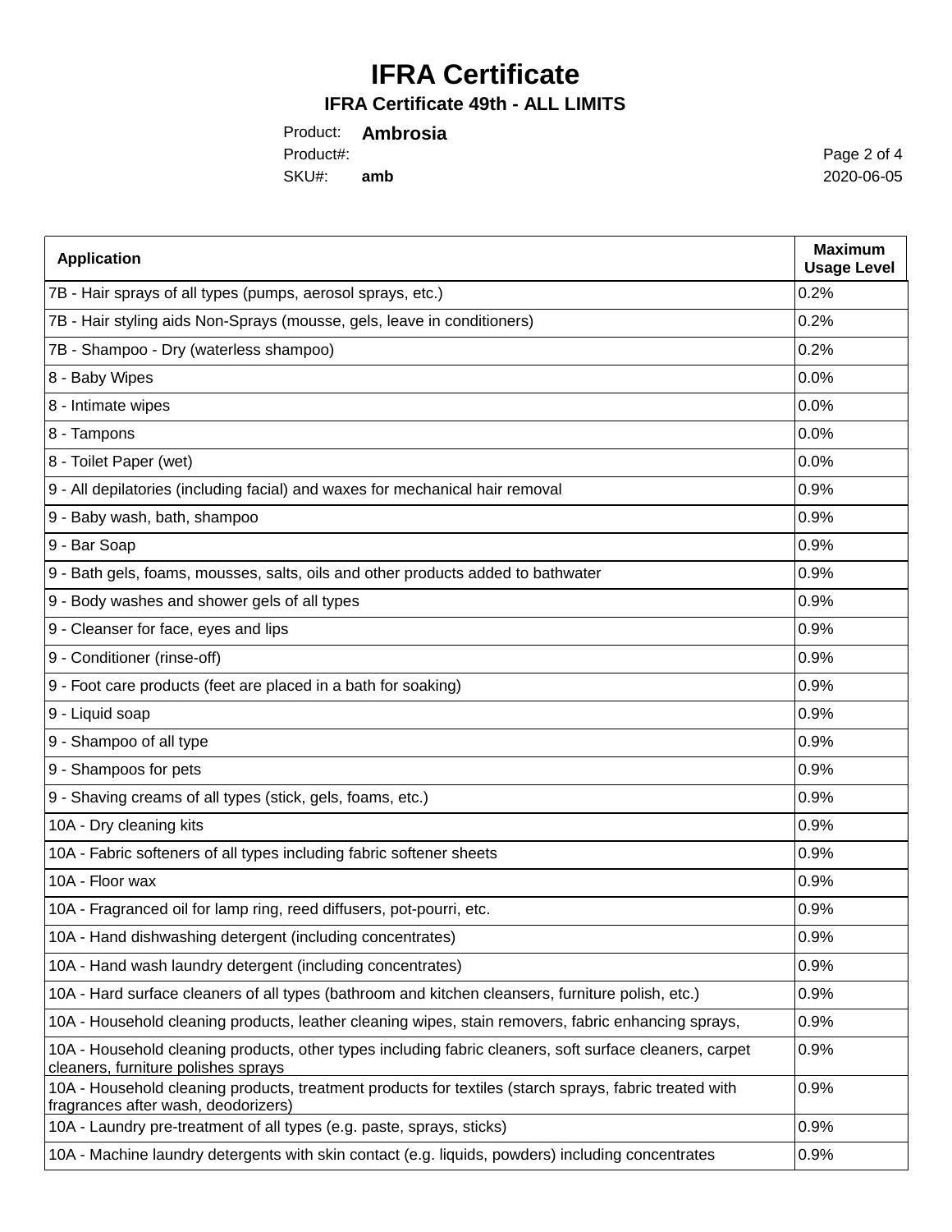# IFRA Certificate

## IFRA Certificate 49th - ALL LIMITS

Product: **Ambrosia**

Product#:

SKU#: **amb**

2020-06-05

| Application | Maximum Usage Level |
|---|---|
| 7B - Hair sprays of all types (pumps, aerosol sprays, etc.) | 0.2% |
| 7B - Hair styling aids Non-Sprays (mousse, gels, leave in conditioners) | 0.2% |
| 7B - Shampoo - Dry (waterless shampoo) | 0.2% |
| 8 - Baby Wipes | 0.0% |
| 8 - Intimate wipes | 0.0% |
| 8 - Tampons | 0.0% |
| 8 - Toilet Paper (wet) | 0.0% |
| 9 - All depilatories (including facial) and waxes for mechanical hair removal | 0.9% |
| 9 - Baby wash, bath, shampoo | 0.9% |
| 9 - Bar Soap | 0.9% |
| 9 - Bath gels, foams, mousses, salts, oils and other products added to bathwater | 0.9% |
| 9 - Body washes and shower gels of all types | 0.9% |
| 9 - Cleanser for face, eyes and lips | 0.9% |
| 9 - Conditioner (rinse-off) | 0.9% |
| 9 - Foot care products (feet are placed in a bath for soaking) | 0.9% |
| 9 - Liquid soap | 0.9% |
| 9 - Shampoo of all type | 0.9% |
| 9 - Shampoos for pets | 0.9% |
| 9 - Shaving creams of all types (stick, gels, foams, etc.) | 0.9% |
| 10A - Dry cleaning kits | 0.9% |
| 10A - Fabric softeners of all types including fabric softener sheets | 0.9% |
| 10A - Floor wax | 0.9% |
| 10A - Fragranced oil for lamp ring, reed diffusers, pot-pourri, etc. | 0.9% |
| 10A - Hand dishwashing detergent (including concentrates) | 0.9% |
| 10A - Hand wash laundry detergent (including concentrates) | 0.9% |
| 10A - Hard surface cleaners of all types (bathroom and kitchen cleansers, furniture polish, etc.) | 0.9% |
| 10A - Household cleaning products, leather cleaning wipes, stain removers, fabric enhancing sprays, | 0.9% |
| 10A - Household cleaning products, other types including fabric cleaners, soft surface cleaners, carpet cleaners, furniture polishes sprays | 0.9% |
| 10A - Household cleaning products, treatment products for textiles (starch sprays, fabric treated with fragrances after wash, deodorizers) | 0.9% |
| 10A - Laundry pre-treatment of all types (e.g. paste, sprays, sticks) | 0.9% |
| 10A - Machine laundry detergents with skin contact (e.g. liquids, powders) including concentrates | 0.9% |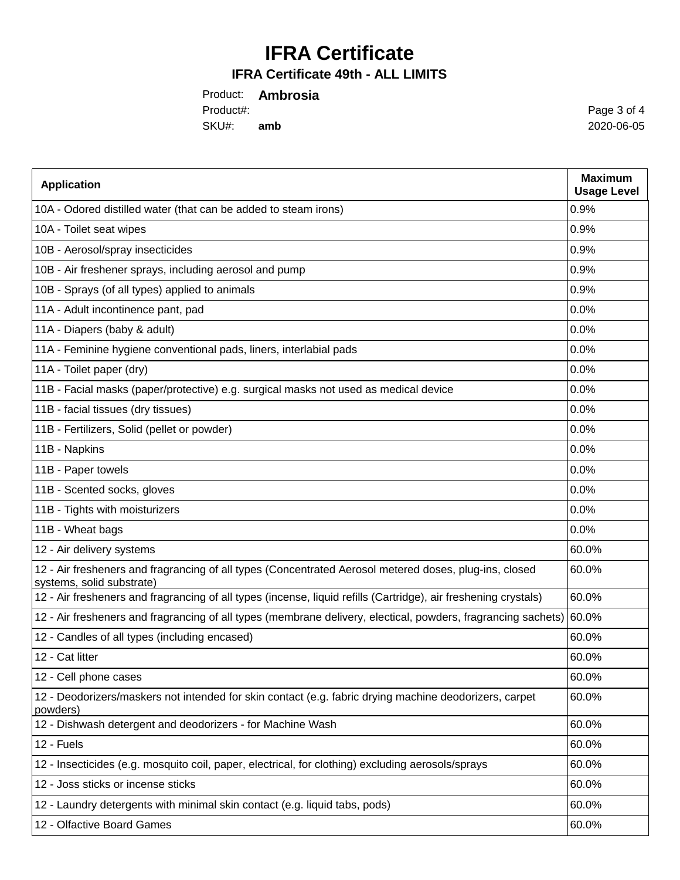# IFRA Certificate

## IFRA Certificate 49th - ALL LIMITS

Product: **Ambrosia**

Product#:

SKU#: **amb**

2020-06-05

| Application | Maximum Usage Level |
|---|---|
| 10A - Odored distilled water (that can be added to steam irons) | 0.9% |
| 10A - Toilet seat wipes | 0.9% |
| 10B - Aerosol/spray insecticides | 0.9% |
| 10B - Air freshener sprays, including aerosol and pump | 0.9% |
| 10B - Sprays (of all types) applied to animals | 0.9% |
| 11A - Adult incontinence pant, pad | 0.0% |
| 11A - Diapers (baby & adult) | 0.0% |
| 11A - Feminine hygiene conventional pads, liners, interlabial pads | 0.0% |
| 11A - Toilet paper (dry) | 0.0% |
| 11B - Facial masks (paper/protective) e.g. surgical masks not used as medical device | 0.0% |
| 11B - facial tissues (dry tissues) | 0.0% |
| 11B - Fertilizers, Solid (pellet or powder) | 0.0% |
| 11B - Napkins | 0.0% |
| 11B - Paper towels | 0.0% |
| 11B - Scented socks, gloves | 0.0% |
| 11B - Tights with moisturizers | 0.0% |
| 11B - Wheat bags | 0.0% |
| 12 - Air delivery systems | 60.0% |
| 12 - Air fresheners and fragrancing of all types (Concentrated Aerosol metered doses, plug-ins, closed systems, solid substrate) | 60.0% |
| 12 - Air fresheners and fragrancing of all types (incense, liquid refills (Cartridge), air freshening crystals) | 60.0% |
| 12 - Air fresheners and fragrancing of all types (membrane delivery, electical, powders, fragrancing sachets) | 60.0% |
| 12 - Candles of all types (including encased) | 60.0% |
| 12 - Cat litter | 60.0% |
| 12 - Cell phone cases | 60.0% |
| 12 - Deodorizers/maskers not intended for skin contact (e.g. fabric drying machine deodorizers, carpet powders) | 60.0% |
| 12 - Dishwash detergent and deodorizers - for Machine Wash | 60.0% |
| 12 - Fuels | 60.0% |
| 12 - Insecticides (e.g. mosquito coil, paper, electrical, for clothing) excluding aerosols/sprays | 60.0% |
| 12 - Joss sticks or incense sticks | 60.0% |
| 12 - Laundry detergents with minimal skin contact (e.g. liquid tabs, pods) | 60.0% |
| 12 - Olfactive Board Games | 60.0% |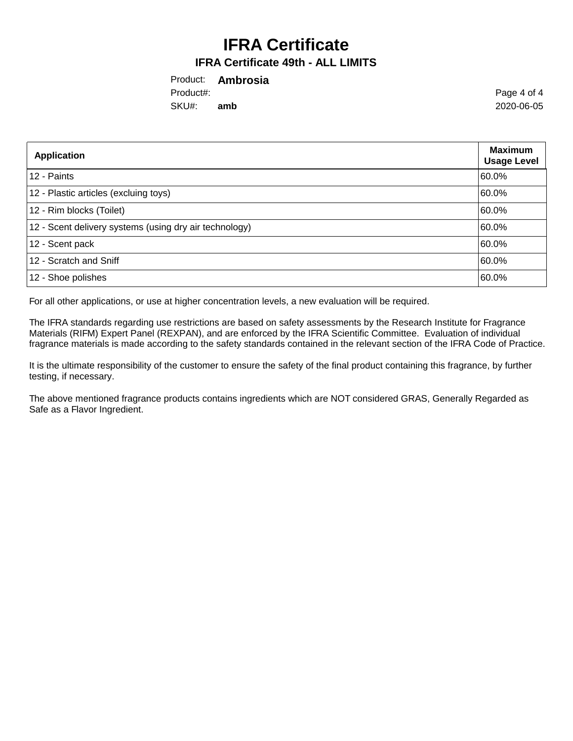# IFRA Certificate

## IFRA Certificate 49th - ALL LIMITS

Product: **Ambrosia**

Product#:

SKU#: **amb**

2020-06-05

| Application | Maximum Usage Level |
|---|---|
| 12 - Paints | 60.0% |
| 12 - Plastic articles (excluing toys) | 60.0% |
| 12 - Rim blocks (Toilet) | 60.0% |
| 12 - Scent delivery systems (using dry air technology) | 60.0% |
| 12 - Scent pack | 60.0% |
| 12 - Scratch and Sniff | 60.0% |
| 12 - Shoe polishes | 60.0% |

For all other applications, or use at higher concentration levels, a new evaluation will be required.

The IFRA standards regarding use restrictions are based on safety assessments by the Research Institute for Fragrance Materials (RIFM) Expert Panel (REXPAN), and are enforced by the IFRA Scientific Committee. Evaluation of individual fragrance materials is made according to the safety standards contained in the relevant section of the IFRA Code of Practice.

It is the ultimate responsibility of the customer to ensure the safety of the final product containing this fragrance, by further testing, if necessary.

The above mentioned fragrance products contains ingredients which are NOT considered GRAS, Generally Regarded as Safe as a Flavor Ingredient.